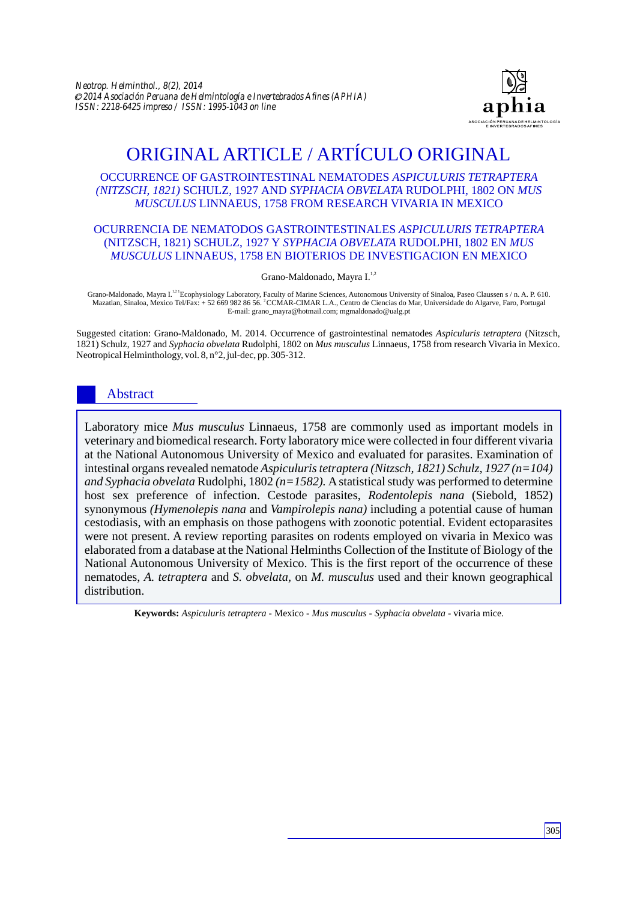# ORIGINAL ARTICLE / ARTÍCULO ORIGINAL

## OCCURRENCE OF GASTROINTESTINAL NEMATODES *ASPICULURIS TETRAPTERA (NITZSCH, 1821)* SCHULZ, 1927 AND *SYPHACIA OBVELATA* RUDOLPHI, 1802 ON *MUS MUSCULUS* LINNAEUS, 1758 FROM RESEARCH VIVARIA IN MEXICO

## OCURRENCIA DE NEMATODOS GASTROINTESTINALES *ASPICULURIS TETRAPTERA* (NITZSCH, 1821) SCHULZ, 1927 Y *SYPHACIA OBVELATA* RUDOLPHI, 1802 EN *MUS MUSCULUS* LINNAEUS, 1758 EN BIOTERIOS DE INVESTIGACION EN MEXICO

Grano-Maldonado, Mayra I.[1,2]

Grano-Maldonado, Mayra I.[1,2] [1]Ecophysiology Laboratory, Faculty of Marine Sciences, Autonomous University of Sinaloa, Paseo Claussen s / n. A. P. 610. Mazatlan, Sinaloa, Mexico Tel/Fax: + 52 669 982 86 56. [2]CCMAR-CIMAR L.A., Centro de Ciencias do Mar, Universidade do Algarve, Faro, Portugal E-mail: grano_mayra@hotmail.com; mgmaldonado@ualg.pt

Suggested citation: Grano-Maldonado, M. 2014. Occurrence of gastrointestinal nematodes *Aspiculuris tetraptera* (Nitzsch, 1821) Schulz, 1927 and *Syphacia obvelata* Rudolphi, 1802 on *Mus musculus* Linnaeus, 1758 from research Vivaria in Mexico. Neotropical Helminthology, vol. 8, n°2, jul-dec, pp. 305-312.

## Abstract

Laboratory mice *Mus musculus* Linnaeus, 1758 are commonly used as important models in veterinary and biomedical research. Forty laboratory mice were collected in four different vivaria at the National Autonomous University of Mexico and evaluated for parasites. Examination of intestinal organs revealed nematode *Aspiculuris tetraptera (Nitzsch, 1821) Schulz, 1927 (n=104) and Syphacia obvelata* Rudolphi, 1802 *(n=1582)*. A statistical study was performed to determine host sex preference of infection. Cestode parasites, *Rodentolepis nana* (Siebold, 1852) synonymous *(Hymenolepis nana* and *Vampirolepis nana)* including a potential cause of human cestodiasis, with an emphasis on those pathogens with zoonotic potential. Evident ectoparasites were not present. A review reporting parasites on rodents employed on vivaria in Mexico was elaborated from a database at the National Helminths Collection of the Institute of Biology of the National Autonomous University of Mexico. This is the first report of the occurrence of these nematodes, *A. tetraptera* and *S. obvelata*, on *M. musculus* used and their known geographical distribution.

**Keywords:** *Aspiculuris tetraptera* - Mexico - *Mus musculus* - *Syphacia obvelata* - vivaria mice.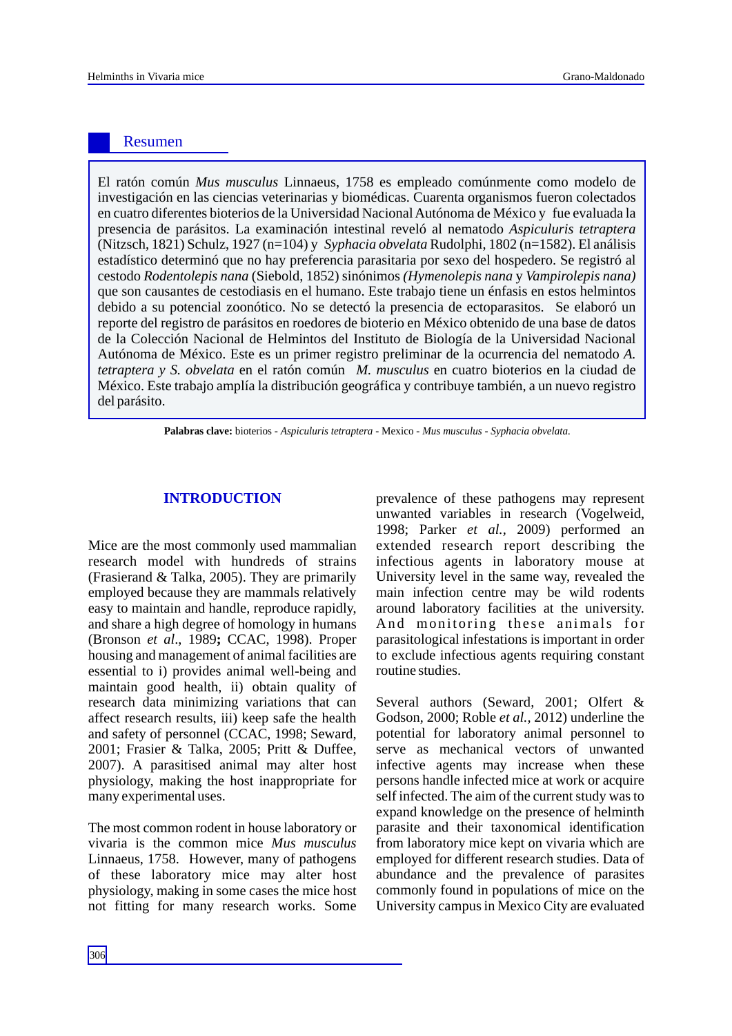## Resumen

El ratón común *Mus musculus* Linnaeus, 1758 es empleado comúnmente como modelo de investigación en las ciencias veterinarias y biomédicas. Cuarenta organismos fueron colectados en cuatro diferentes bioterios de la Universidad Nacional Autónoma de México y fue evaluada la presencia de parásitos. La examinación intestinal reveló al nematodo *Aspiculuris tetraptera* (Nitzsch, 1821) Schulz, 1927 (n=104) y *Syphacia obvelata* Rudolphi, 1802 (n=1582). El análisis estadístico determinó que no hay preferencia parasitaria por sexo del hospedero. Se registró al cestodo *Rodentolepis nana* (Siebold, 1852) sinónimos *(Hymenolepis nana* y *Vampirolepis nana)* que son causantes de cestodiasis en el humano. Este trabajo tiene un énfasis en estos helmintos debido a su potencial zoonótico. No se detectó la presencia de ectoparasitos. Se elaboró un reporte del registro de parásitos en roedores de bioterio en México obtenido de una base de datos de la Colección Nacional de Helmintos del Instituto de Biología de la Universidad Nacional Autónoma de México. Este es un primer registro preliminar de la ocurrencia del nematodo *A. tetraptera y S. obvelata* en el ratón común *M. musculus* en cuatro bioterios en la ciudad de México. Este trabajo amplía la distribución geográfica y contribuye también, a un nuevo registro del parásito.

**Palabras clave:** bioterios - *Aspiculuris tetraptera* - Mexico - *Mus musculus* - *Syphacia obvelata.*

## INTRODUCTION

Mice are the most commonly used mammalian research model with hundreds of strains (Frasierand & Talka, 2005). They are primarily employed because they are mammals relatively easy to maintain and handle, reproduce rapidly, and share a high degree of homology in humans (Bronson *et al*., 1989**;** CCAC, 1998). Proper housing and management of animal facilities are essential to i) provides animal well-being and maintain good health, ii) obtain quality of research data minimizing variations that can affect research results, iii) keep safe the health and safety of personnel (CCAC, 1998; Seward, 2001; Frasier & Talka, 2005; Pritt & Duffee, 2007). A parasitised animal may alter host physiology, making the host inappropriate for many experimental uses.

The most common rodent in house laboratory or vivaria is the common mice *Mus musculus* Linnaeus, 1758. However, many of pathogens of these laboratory mice may alter host physiology, making in some cases the mice host not fitting for many research works. Some prevalence of these pathogens may represent unwanted variables in research (Vogelweid, 1998; Parker *et al.*, 2009) performed an extended research report describing the infectious agents in laboratory mouse at University level in the same way, revealed the main infection centre may be wild rodents around laboratory facilities at the university. And monitoring these animals for parasitological infestations is important in order to exclude infectious agents requiring constant routine studies.

Several authors (Seward, 2001; Olfert & Godson, 2000; Roble *et al.*, 2012) underline the potential for laboratory animal personnel to serve as mechanical vectors of unwanted infective agents may increase when these persons handle infected mice at work or acquire self infected. The aim of the current study was to expand knowledge on the presence of helminth parasite and their taxonomical identification from laboratory mice kept on vivaria which are employed for different research studies. Data of abundance and the prevalence of parasites commonly found in populations of mice on the University campus in Mexico City are evaluated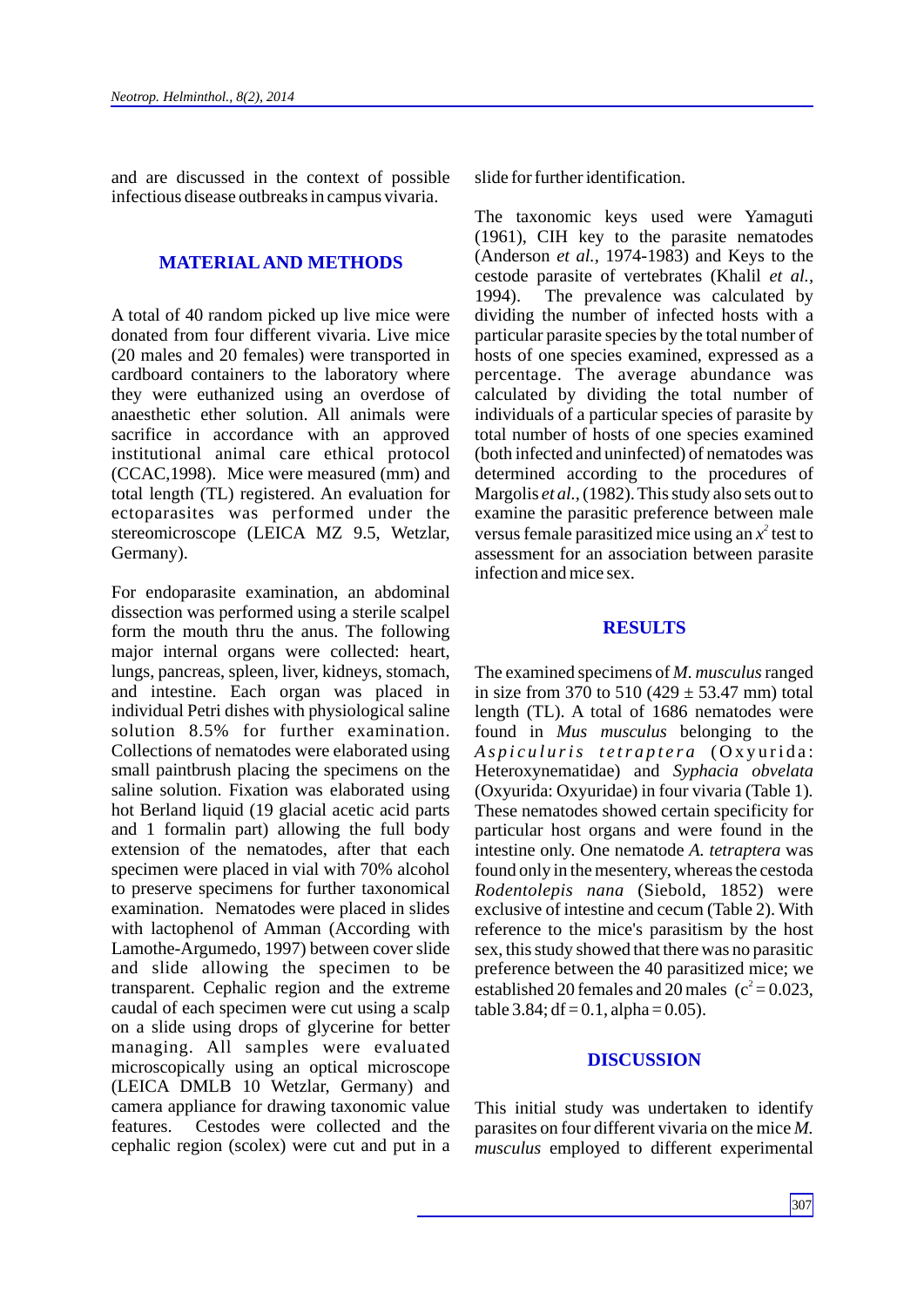and are discussed in the context of possible infectious disease outbreaks in campus vivaria.

## MATERIAL AND METHODS

A total of 40 random picked up live mice were donated from four different vivaria. Live mice (20 males and 20 females) were transported in cardboard containers to the laboratory where they were euthanized using an overdose of anaesthetic ether solution. All animals were sacrifice in accordance with an approved institutional animal care ethical protocol (CCAC,1998). Mice were measured (mm) and total length (TL) registered. An evaluation for ectoparasites was performed under the stereomicroscope (LEICA MZ 9.5, Wetzlar, Germany).

For endoparasite examination, an abdominal dissection was performed using a sterile scalpel form the mouth thru the anus. The following major internal organs were collected: heart, lungs, pancreas, spleen, liver, kidneys, stomach, and intestine. Each organ was placed in individual Petri dishes with physiological saline solution 8.5% for further examination. Collections of nematodes were elaborated using small paintbrush placing the specimens on the saline solution. Fixation was elaborated using hot Berland liquid (19 glacial acetic acid parts and 1 formalin part) allowing the full body extension of the nematodes, after that each specimen were placed in vial with 70% alcohol to preserve specimens for further taxonomical examination. Nematodes were placed in slides with lactophenol of Amman (According with Lamothe-Argumedo, 1997) between cover slide and slide allowing the specimen to be transparent. Cephalic region and the extreme caudal of each specimen were cut using a scalp on a slide using drops of glycerine for better managing. All samples were evaluated microscopically using an optical microscope (LEICA DMLB 10 Wetzlar, Germany) and camera appliance for drawing taxonomic value features. Cestodes were collected and the cephalic region (scolex) were cut and put in a slide for further identification.

The taxonomic keys used were Yamaguti (1961), CIH key to the parasite nematodes (Anderson *et al.*, 1974-1983) and Keys to the cestode parasite of vertebrates (Khalil *et al.*, 1994). The prevalence was calculated by dividing the number of infected hosts with a particular parasite species by the total number of hosts of one species examined, expressed as a percentage. The average abundance was calculated by dividing the total number of individuals of a particular species of parasite by total number of hosts of one species examined (both infected and uninfected) of nematodes was determined according to the procedures of Margolis *et al.*, (1982). This study also sets out to examine the parasitic preference between male versus female parasitized mice using an $x^2$ test to assessment for an association between parasite infection and mice sex.

## RESULTS

The examined specimens of *M. musculus* ranged in size from 370 to 510 (429 ± 53.47 mm) total length (TL). A total of 1686 nematodes were found in *Mus musculus* belonging to the *Aspiculuris tetraptera* (Oxyurida: Heteroxynematidae) and *Syphacia obvelata* (Oxyurida: Oxyuridae) in four vivaria (Table 1). These nematodes showed certain specificity for particular host organs and were found in the intestine only. One nematode *A. tetraptera* was found only in the mesentery, whereas the cestoda *Rodentolepis nana* (Siebold, 1852) were exclusive of intestine and cecum (Table 2). With reference to the mice's parasitism by the host sex, this study showed that there was no parasitic preference between the 40 parasitized mice; we established 20 females and 20 males ($c^2 = 0.023$, table 3.84; df = 0.1, alpha = 0.05).

## DISCUSSION

This initial study was undertaken to identify parasites on four different vivaria on the mice *M. musculus* employed to different experimental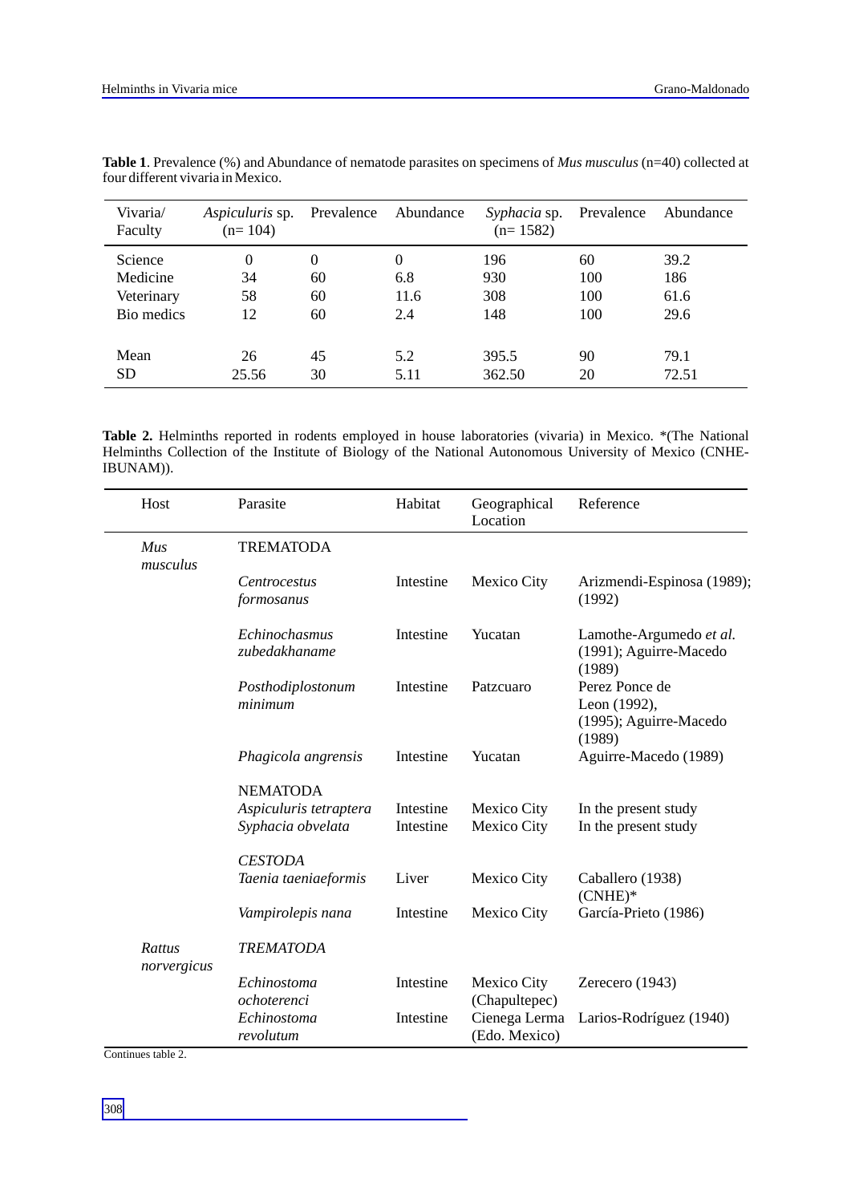**Table 1**. Prevalence (%) and Abundance of nematode parasites on specimens of *Mus musculus* (n=40) collected at four different vivaria in Mexico.

| Vivaria/ Faculty | *Aspiculuris* sp. (n= 104) | Prevalence | Abundance | *Syphacia* sp. (n= 1582) | Prevalence | Abundance |
|---|---|---|---|---|---|---|
| Science | 0 | 0 | 0 | 196 | 60 | 39.2 |
| Medicine | 34 | 60 | 6.8 | 930 | 100 | 186 |
| Veterinary | 58 | 60 | 11.6 | 308 | 100 | 61.6 |
| Bio medics | 12 | 60 | 2.4 | 148 | 100 | 29.6 |
| Mean | 26 | 45 | 5.2 | 395.5 | 90 | 79.1 |
| SD | 25.56 | 30 | 5.11 | 362.50 | 20 | 72.51 |

**Table 2.** Helminths reported in rodents employed in house laboratories (vivaria) in Mexico. *(The National Helminths Collection of the Institute of Biology of the National Autonomous University of Mexico (CNHE-IBUNAM)).

| Host | Parasite | Habitat | Geographical Location | Reference |
|---|---|---|---|---|
| *Mus musculus* | TREMATODA | | | |
| | *Centrocestus formosanus* | Intestine | Mexico City | Arizmendi-Espinosa (1989); (1992) |
| | *Echinochasmus zubedakhaname* | Intestine | Yucatan | Lamothe-Argumedo *et al.* (1991); Aguirre-Macedo (1989) |
| | *Posthodiplostonum minimum* | Intestine | Patzcuaro | Perez Ponce de Leon (1992), (1995); Aguirre-Macedo (1989) |
| | *Phagicola angrensis* | Intestine | Yucatan | Aguirre-Macedo (1989) |
| | NEMATODA | | | |
| | *Aspiculuris tetraptera* | Intestine | Mexico City | In the present study |
| | *Syphacia obvelata* | Intestine | Mexico City | In the present study |
| | *CESTODA* | | | |
| | *Taenia taeniaeformis* | Liver | Mexico City | Caballero (1938) (CNHE)* |
| | *Vampirolepis nana* | Intestine | Mexico City | García-Prieto (1986) |
| *Rattus norvergicus* | *TREMATODA* | | | |
| | *Echinostoma ochoterenci* | Intestine | Mexico City (Chapultepec) | Zerecero (1943) |
| | *Echinostoma revolutum* | Intestine | Cienega Lerma (Edo. Mexico) | Larios-Rodríguez (1940) |

Continues table 2.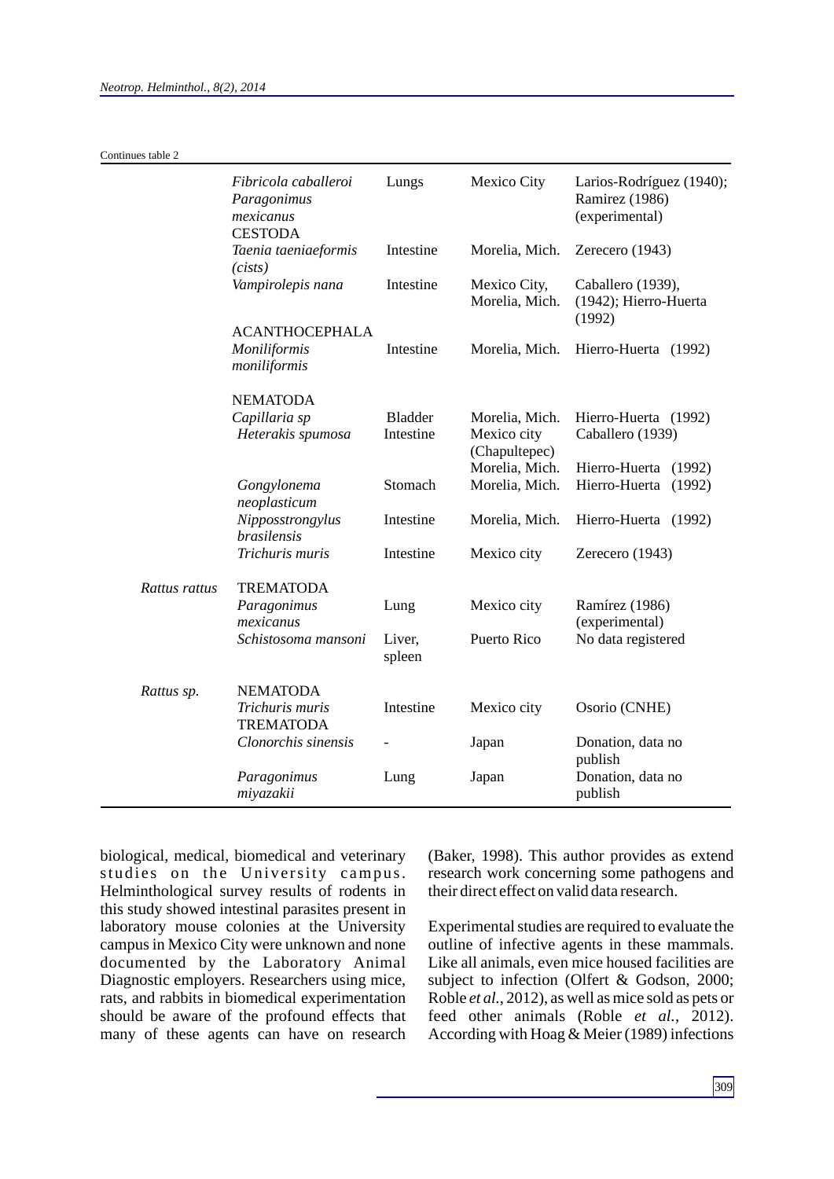Continues table 2

| | | | | |
|---|---|---|---|---|
| | *Fibricola caballeroi* | Lungs | Mexico City | Larios-Rodríguez (1940); |
| | *Paragonimus mexicanus* | | | Ramirez (1986) (experimental) |
| | CESTODA | | | |
| | *Taenia taeniaeformis (cists)* | Intestine | Morelia, Mich. | Zerecero (1943) |
| | *Vampirolepis nana* | Intestine | Mexico City, Morelia, Mich. | Caballero (1939), (1942); Hierro-Huerta (1992) |
| | ACANTHOCEPHALA | | | |
| | *Moniliformis moniliformis* | Intestine | Morelia, Mich. | Hierro-Huerta (1992) |
| | NEMATODA | | | |
| | *Capillaria sp* | Bladder | Morelia, Mich. | Hierro-Huerta (1992) |
| | *Heterakis spumosa* | Intestine | Mexico city (Chapultepec) | Caballero (1939) |
| | | | Morelia, Mich. | Hierro-Huerta (1992) |
| | *Gongylonema neoplasticum* | Stomach | Morelia, Mich. | Hierro-Huerta (1992) |
| | *Nippostrongylus brasilensis* | Intestine | Morelia, Mich. | Hierro-Huerta (1992) |
| | *Trichuris muris* | Intestine | Mexico city | Zerecero (1943) |
| *Rattus rattus* | TREMATODA | | | |
| | *Paragonimus mexicanus* | Lung | Mexico city | Ramírez (1986) (experimental) |
| | *Schistosoma mansoni* | Liver, spleen | Puerto Rico | No data registered |
| *Rattus sp.* | NEMATODA | | | |
| | *Trichuris muris* | Intestine | Mexico city | Osorio (CNHE) |
| | TREMATODA | | | |
| | *Clonorchis sinensis* | - | Japan | Donation, data no publish |
| | *Paragonimus miyazakii* | Lung | Japan | Donation, data no publish |

biological, medical, biomedical and veterinary studies on the University campus. Helminthological survey results of rodents in this study showed intestinal parasites present in laboratory mouse colonies at the University campus in Mexico City were unknown and none documented by the Laboratory Animal Diagnostic employers. Researchers using mice, rats, and rabbits in biomedical experimentation should be aware of the profound effects that many of these agents can have on research (Baker, 1998). This author provides as extend research work concerning some pathogens and their direct effect on valid data research.

Experimental studies are required to evaluate the outline of infective agents in these mammals. Like all animals, even mice housed facilities are subject to infection (Olfert & Godson, 2000; Roble *et al.*, 2012), as well as mice sold as pets or feed other animals (Roble *et al.*, 2012). According with Hoag & Meier (1989) infections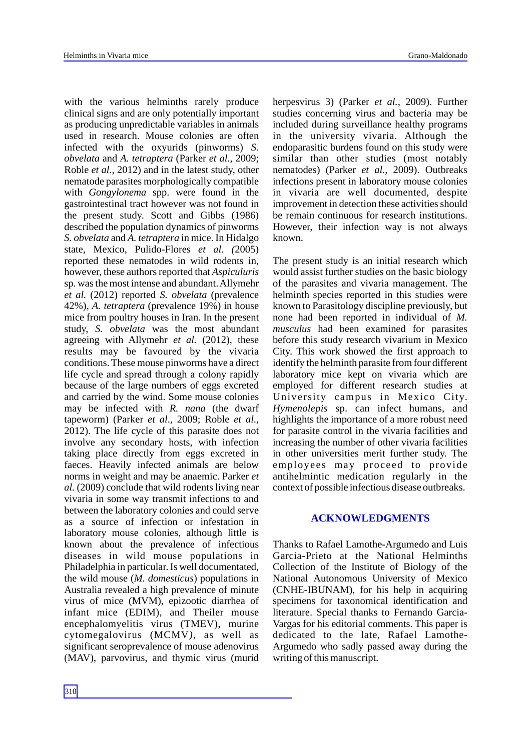with the various helminths rarely produce clinical signs and are only potentially important as producing unpredictable variables in animals used in research. Mouse colonies are often infected with the oxyurids (pinworms) *S. obvelata* and *A. tetraptera* (Parker *et al.*, 2009; Roble *et al.*, 2012) and in the latest study, other nematode parasites morphologically compatible with *Gongylonema* spp. were found in the gastrointestinal tract however was not found in the present study. Scott and Gibbs (1986) described the population dynamics of pinworms *S. obvelata* and *A. tetraptera* in mice. In Hidalgo state, Mexico, Pulido-Flores *et al. (*2005) reported these nematodes in wild rodents in, however, these authors reported that *Aspiculuris* sp. was the most intense and abundant. Allymehr *et al.* (2012) reported *S. obvelata* (prevalence 42%), *A. tetraptera* (prevalence 19%) in house mice from poultry houses in Iran. In the present study, *S. obvelata* was the most abundant agreeing with Allymehr *et al.* (2012), these results may be favoured by the vivaria conditions. These mouse pinworms have a direct life cycle and spread through a colony rapidly because of the large numbers of eggs excreted and carried by the wind. Some mouse colonies may be infected with *R. nana* (the dwarf tapeworm) (Parker *et al*., 2009; Roble *et al*., 2012). The life cycle of this parasite does not involve any secondary hosts, with infection taking place directly from eggs excreted in faeces. Heavily infected animals are below norms in weight and may be anaemic. Parker *et al.* (2009) conclude that wild rodents living near vivaria in some way transmit infections to and between the laboratory colonies and could serve as a source of infection or infestation in laboratory mouse colonies, although little is known about the prevalence of infectious diseases in wild mouse populations in Philadelphia in particular. Is well documentated, the wild mouse (*M. domesticus*) populations in Australia revealed a high prevalence of minute virus of mice (MVM), epizootic diarrhea of infant mice (EDIM), and Theiler mouse encephalomyelitis virus (TMEV), murine cytomegalovirus (MCMV*)*, as well as significant seroprevalence of mouse adenovirus (MAV), parvovirus, and thymic virus (murid herpesvirus 3) (Parker *et al.*, 2009). Further studies concerning virus and bacteria may be included during surveillance healthy programs in the university vivaria. Although the endoparasitic burdens found on this study were similar than other studies (most notably nematodes) (Parker *et al.*, 2009). Outbreaks infections present in laboratory mouse colonies in vivaria are well documented, despite improvement in detection these activities should be remain continuous for research institutions. However, their infection way is not always known.

The present study is an initial research which would assist further studies on the basic biology of the parasites and vivaria management. The helminth species reported in this studies were known to Parasitology discipline previously, but none had been reported in individual of *M. musculus* had been examined for parasites before this study research vivarium in Mexico City. This work showed the first approach to identify the helminth parasite from four different laboratory mice kept on vivaria which are employed for different research studies at University campus in Mexico City. *Hymenolepis* sp. can infect humans, and highlights the importance of a more robust need for parasite control in the vivaria facilities and increasing the number of other vivaria facilities in other universities merit further study. The employees may proceed to provide antihelmintic medication regularly in the context of possible infectious disease outbreaks.

## ACKNOWLEDGMENTS

Thanks to Rafael Lamothe-Argumedo and Luis Garcia-Prieto at the National Helminths Collection of the Institute of Biology of the National Autonomous University of Mexico (CNHE-IBUNAM), for his help in acquiring specimens for taxonomical identification and literature. Special thanks to Fernando Garcia-Vargas for his editorial comments. This paper is dedicated to the late, Rafael Lamothe-Argumedo who sadly passed away during the writing of this manuscript.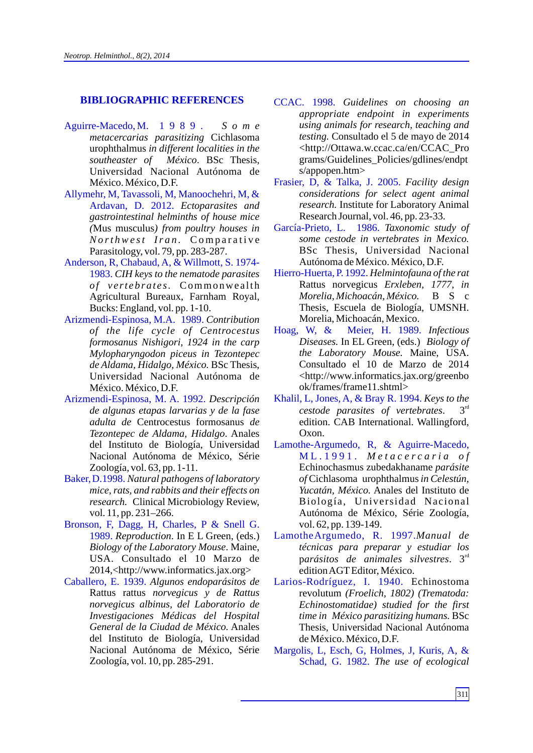## BIBLIOGRAPHIC REFERENCES

Aguirre-Macedo, M. 1989. *Some metacercarias parasitizing* Cichlasoma urophthalmus *in different localities in the southeaster of México*. BSc Thesis, Universidad Nacional Autónoma de México. México, D.F.

Allymehr, M, Tavassoli, M, Manoochehri, M, & Ardavan, D. 2012. *Ectoparasites and gastrointestinal helminths of house mice (*Mus musculus) *from poultry houses in Northwest Iran*. Comparative Parasitology, vol. 79, pp. 283-287.

Anderson, R, Chabaud, A, & Willmott, S. 1974-1983. *CIH keys to the nematode parasites of vertebrates*. Commonwealth Agricultural Bureaux, Farnham Royal, Bucks: England, vol. pp. 1-10.

Arizmendi-Espinosa, M.A. 1989. *Contribution of the life cycle of Centrocestus formosanus Nishigori, 1924 in the carp Mylopharyngodon piceus in Tezontepec de Aldama, Hidalgo, México.* BSc Thesis, Universidad Nacional Autónoma de México. México, D.F.

Arizmendi-Espinosa, M. A. 1992. *Descripción de algunas etapas larvarias y de la fase adulta de* Centrocestus formosanus *de Tezontepec de Aldama, Hidalgo*. Anales del Instituto de Biología, Universidad Nacional Autónoma de México, Série Zoología, vol. 63, pp. 1-11.

Baker, D.1998. *Natural pathogens of laboratory mice, rats, and rabbits and their effects on research.* Clinical Microbiology Review, vol. 11, pp. 231–266.

Bronson, F, Dagg, H, Charles, P & Snell G. 1989. *Reproduction*. In E L Green, (eds.) *Biology of the Laboratory Mouse*. Maine, USA. Consultado el 10 Marzo de 2014,<http://www.informatics.jax.org>

Caballero, E. 1939. *Algunos endoparásitos de* Rattus rattus *norvegicus y de Rattus norvegicus albinus, del Laboratorio de Investigaciones Médicas del Hospital General de la Ciudad de México.* Anales del Instituto de Biología, Universidad Nacional Autónoma de México, Série Zoología, vol. 10, pp. 285-291.

CCAC. 1998. *Guidelines on choosing an appropriate endpoint in experiments using animals for research, teaching and testing.* Consultado el 5 de mayo de 2014 <http://Ottawa.w.ccac.ca/en/CCAC_Programs/Guidelines_Policies/gdlines/endpts/appopen.htm>

Frasier, D, & Talka, J. 2005. *Facility design considerations for select agent animal research.* Institute for Laboratory Animal Research Journal, vol. 46, pp. 23-33.

García-Prieto, L. 1986. *Taxonomic study of some cestode in vertebrates in Mexico.* BSc Thesis, Universidad Nacional Autónoma de México. México, D.F.

Hierro-Huerta, P. 1992. *Helmintofauna of the rat* Rattus norvegicus *Erxleben, 1777, in Morelia, Michoacán, México.* BSc Thesis, Escuela de Biología, UMSNH. Morelia, Michoacán, Mexico.

Hoag, W, & Meier, H. 1989. *Infectious Diseases.* In EL Green, (eds.) *Biology of the Laboratory Mouse.* Maine, USA. Consultado el 10 de Marzo de 2014 <http://www.informatics.jax.org/greenbook/frames/frame11.shtml>

Khalil, L, Jones, A, & Bray R. 1994. *Keys to the cestode parasites of vertebrates*. 3rd edition. CAB International. Wallingford, Oxon.

Lamothe-Argumedo, R, & Aguirre-Macedo, ML. 1991. *Metacercaria of* Echinochasmus zubedakhaname *parásite of* Cichlasoma urophthalmus *in Celestún, Yucatán, México.* Anales del Instituto de Biología, Universidad Nacional Autónoma de México, Série Zoología, vol. 62, pp. 139-149.

Lamothe Argumedo, R. 1997. *Manual de técnicas para preparar y estudiar los parásitos de animales silvestres*. 3rd edition AGT Editor, México.

Larios-Rodríguez, I. 1940. Echinostoma revolutum *(Froelich, 1802) (Trematoda: Echinostomatidae) studied for the first time in México parasitizing humans.* BSc Thesis, Universidad Nacional Autónoma de México. México, D.F.

Margolis, L, Esch, G, Holmes, J, Kuris, A, & Schad, G. 1982. *The use of ecological*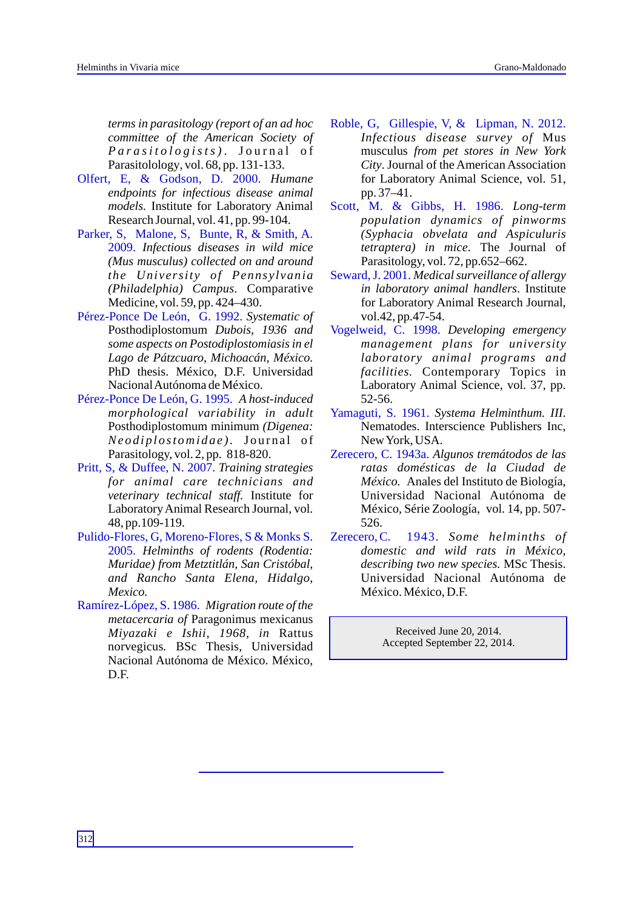*terms in parasitology (report of an ad hoc committee of the American Society of Parasitologists)*. Journal of Parasitolology, vol. 68, pp. 131-133.

Olfert, E, & Godson, D. 2000. *Humane endpoints for infectious disease animal models*. Institute for Laboratory Animal Research Journal, vol. 41, pp. 99-104.

Parker, S, Malone, S, Bunte, R, & Smith, A. 2009. *Infectious diseases in wild mice (Mus musculus) collected on and around the University of Pennsylvania (Philadelphia) Campus*. Comparative Medicine, vol. 59, pp. 424–430.

Pérez-Ponce De León, G. 1992. *Systematic of* Posthodiplostomum *Dubois, 1936 and some aspects on Postodiplostomiasis in el Lago de Pátzcuaro, Michoacán, México*. PhD thesis. México, D.F. Universidad Nacional Autónoma de México.

Pérez-Ponce De León, G. 1995. *A host-induced morphological variability in adult* Posthodiplostomum minimum *(Digenea: Neodiplostomidae)*. Journal of Parasitology, vol. 2, pp. 818-820.

Pritt, S, & Duffee, N. 2007. *Training strategies for animal care technicians and veterinary technical staff*. Institute for Laboratory Animal Research Journal, vol. 48, pp.109-119.

Pulido-Flores, G, Moreno-Flores, S & Monks S. 2005. *Helminths of rodents (Rodentia: Muridae) from Metztitlán, San Cristóbal, and Rancho Santa Elena, Hidalgo, Mexico*.

Ramírez-López, S. 1986. *Migration route of the metacercaria of* Paragonimus mexicanus *Miyazaki e Ishii, 1968, in* Rattus norvegicus. BSc Thesis, Universidad Nacional Autónoma de México. México, D.F.

Roble, G, Gillespie, V, & Lipman, N. 2012. *Infectious disease survey of* Mus musculus *from pet stores in New York City*. Journal of the American Association for Laboratory Animal Science, vol. 51, pp. 37–41.

Scott, M. & Gibbs, H. 1986. *Long-term population dynamics of pinworms (Syphacia obvelata and Aspiculuris tetraptera) in mice*. The Journal of Parasitology, vol. 72, pp.652–662.

Seward, J. 2001. *Medical surveillance of allergy in laboratory animal handlers*. Institute for Laboratory Animal Research Journal, vol.42, pp.47-54.

Vogelweid, C. 1998. *Developing emergency management plans for university laboratory animal programs and facilities*. Contemporary Topics in Laboratory Animal Science, vol. 37, pp. 52-56.

Yamaguti, S. 1961. *Systema Helminthum. III.* Nematodes. Interscience Publishers Inc, New York, USA.

Zerecero, C. 1943a. *Algunos trematodos de las ratas domésticas de la Ciudad de México.* Anales del Instituto de Biología, Universidad Nacional Autónoma de México, Série Zoología, vol. 14, pp. 507-526.

Zerecero, C. 1943. *Some helminths of domestic and wild rats in México, describing two new species.* MSc Thesis. Universidad Nacional Autónoma de México. México, D.F.

Received June 20, 2014.
Accepted September 22, 2014.